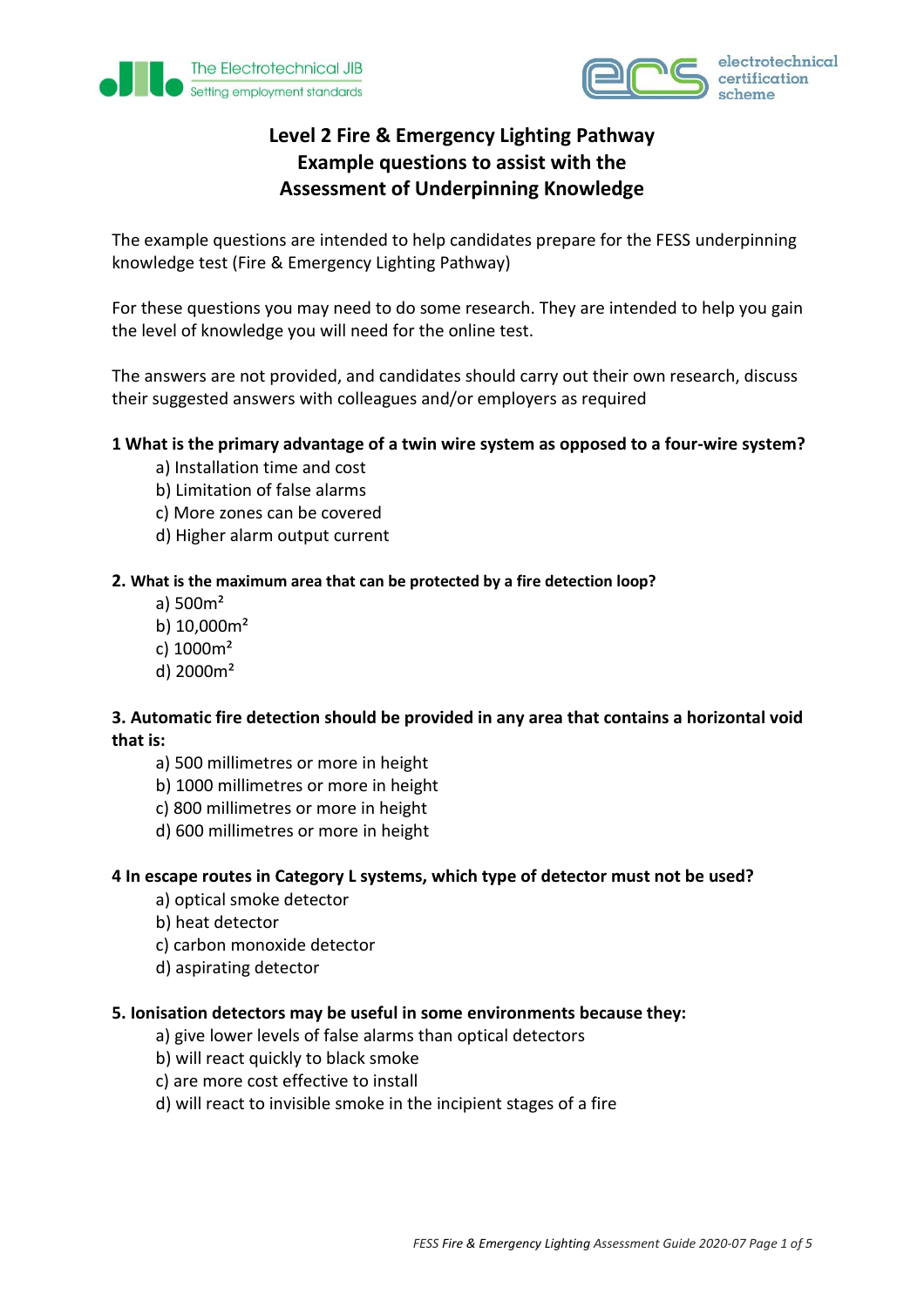# Level 2 Fire & Emergency Lighting Pathway
# Example questions to assist with the Assessment of Underpinning Knowledge

The example questions are intended to help candidates prepare for the FESS underpinning knowledge test (Fire & Emergency Lighting Pathway)

For these questions you may need to do some research. They are intended to help you gain the level of knowledge you will need for the online test.

The answers are not provided, and candidates should carry out their own research, discuss their suggested answers with colleagues and/or employers as required

**1 What is the primary advantage of a twin wire system as opposed to a four-wire system?**

a) Installation time and cost
b) Limitation of false alarms
c) More zones can be covered
d) Higher alarm output current

**2. What is the maximum area that can be protected by a fire detection loop?**

a) 500m²
b) 10,000m²
c) 1000m²
d) 2000m²

**3. Automatic fire detection should be provided in any area that contains a horizontal void that is:**

a) 500 millimetres or more in height
b) 1000 millimetres or more in height
c) 800 millimetres or more in height
d) 600 millimetres or more in height

**4 In escape routes in Category L systems, which type of detector must not be used?**

a) optical smoke detector
b) heat detector
c) carbon monoxide detector
d) aspirating detector

**5. Ionisation detectors may be useful in some environments because they:**

a) give lower levels of false alarms than optical detectors
b) will react quickly to black smoke
c) are more cost effective to install
d) will react to invisible smoke in the incipient stages of a fire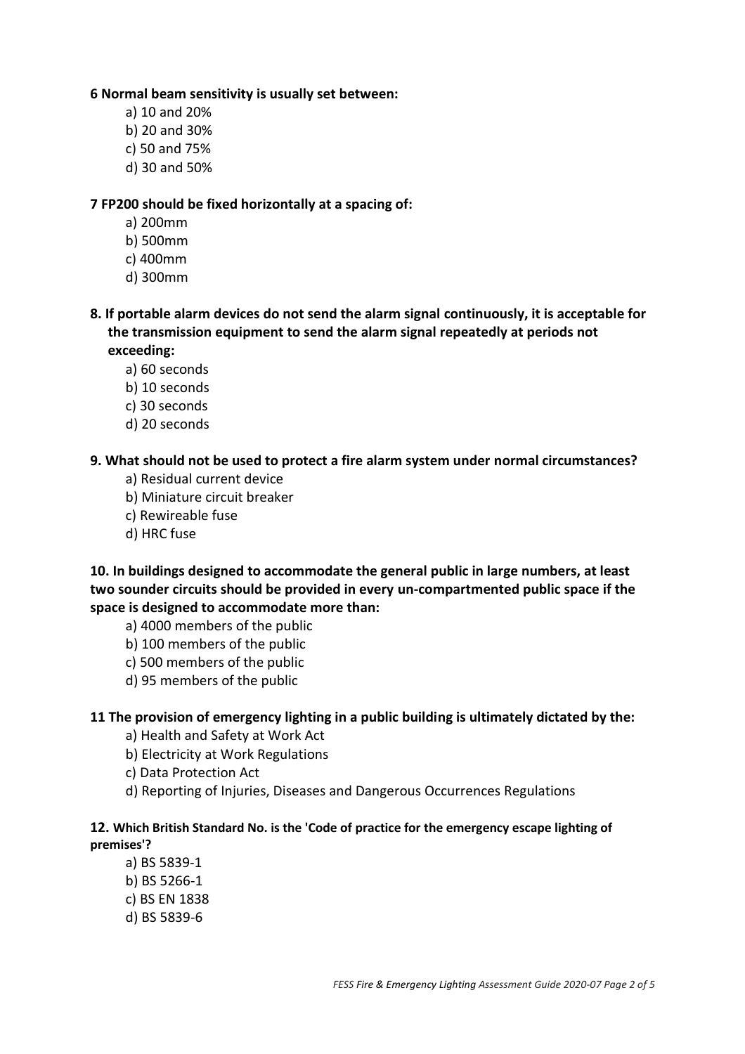**6 Normal beam sensitivity is usually set between:**

a) 10 and 20%
b) 20 and 30%
c) 50 and 75%
d) 30 and 50%

**7 FP200 should be fixed horizontally at a spacing of:**

a) 200mm
b) 500mm
c) 400mm
d) 300mm

**8. If portable alarm devices do not send the alarm signal continuously, it is acceptable for the transmission equipment to send the alarm signal repeatedly at periods not exceeding:**

a) 60 seconds
b) 10 seconds
c) 30 seconds
d) 20 seconds

**9. What should not be used to protect a fire alarm system under normal circumstances?**

a) Residual current device
b) Miniature circuit breaker
c) Rewireable fuse
d) HRC fuse

**10. In buildings designed to accommodate the general public in large numbers, at least two sounder circuits should be provided in every un-compartmented public space if the space is designed to accommodate more than:**

a) 4000 members of the public
b) 100 members of the public
c) 500 members of the public
d) 95 members of the public

**11 The provision of emergency lighting in a public building is ultimately dictated by the:**

a) Health and Safety at Work Act
b) Electricity at Work Regulations
c) Data Protection Act
d) Reporting of Injuries, Diseases and Dangerous Occurrences Regulations

**12. Which British Standard No. is the 'Code of practice for the emergency escape lighting of premises'?**

a) BS 5839-1
b) BS 5266-1
c) BS EN 1838
d) BS 5839-6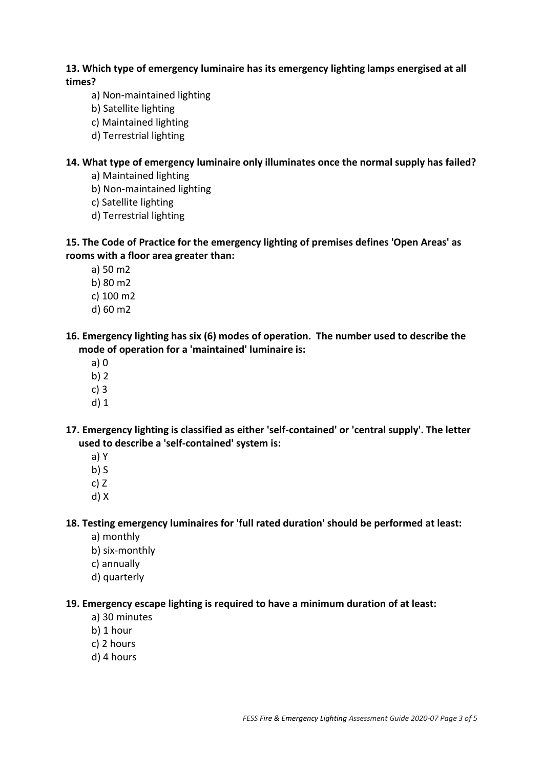**13. Which type of emergency luminaire has its emergency lighting lamps energised at all times?**

a) Non-maintained lighting
b) Satellite lighting
c) Maintained lighting
d) Terrestrial lighting

**14. What type of emergency luminaire only illuminates once the normal supply has failed?**

a) Maintained lighting
b) Non-maintained lighting
c) Satellite lighting
d) Terrestrial lighting

**15. The Code of Practice for the emergency lighting of premises defines 'Open Areas' as rooms with a floor area greater than:**

a) 50 m2
b) 80 m2
c) 100 m2
d) 60 m2

**16. Emergency lighting has six (6) modes of operation. The number used to describe the mode of operation for a 'maintained' luminaire is:**

a) 0
b) 2
c) 3
d) 1

**17. Emergency lighting is classified as either 'self-contained' or 'central supply'. The letter used to describe a 'self-contained' system is:**

a) Y
b) S
c) Z
d) X

**18. Testing emergency luminaires for 'full rated duration' should be performed at least:**

a) monthly
b) six-monthly
c) annually
d) quarterly

**19. Emergency escape lighting is required to have a minimum duration of at least:**

a) 30 minutes
b) 1 hour
c) 2 hours
d) 4 hours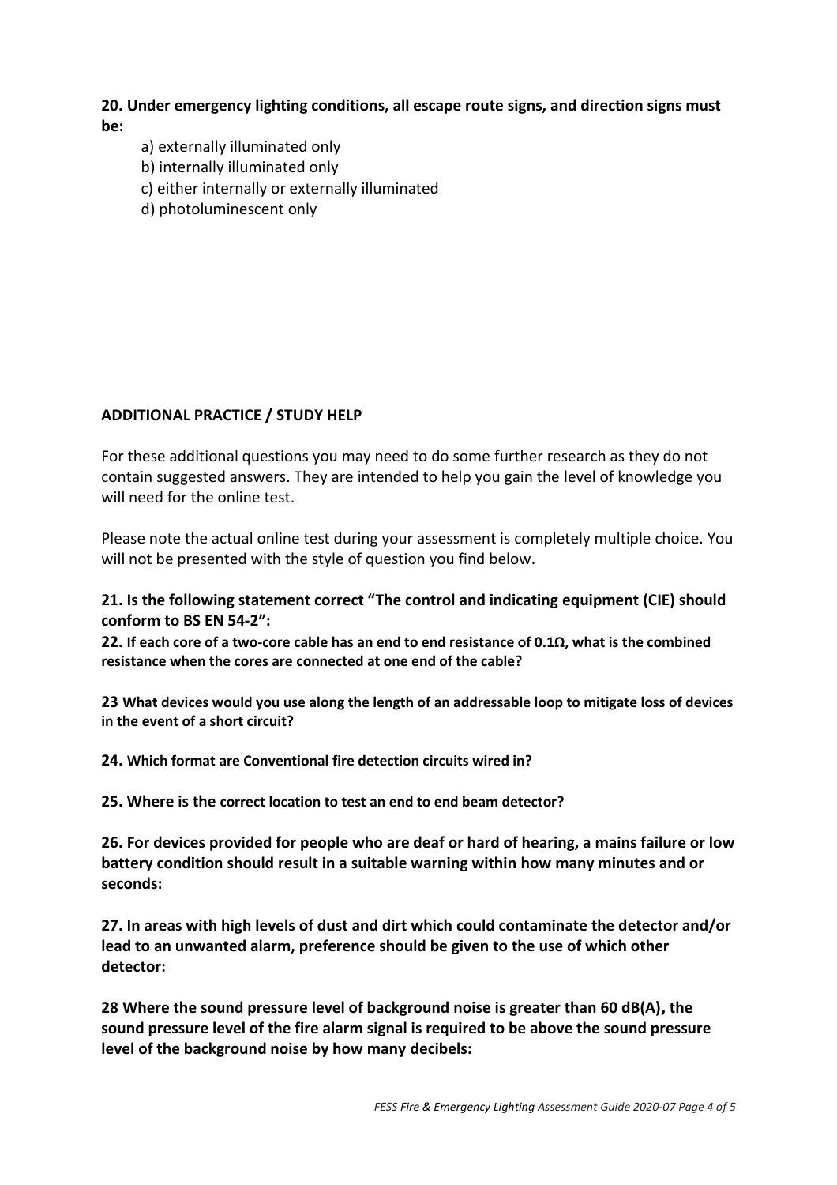**20. Under emergency lighting conditions, all escape route signs, and direction signs must be:**

a) externally illuminated only
b) internally illuminated only
c) either internally or externally illuminated
d) photoluminescent only

**ADDITIONAL PRACTICE / STUDY HELP**

For these additional questions you may need to do some further research as they do not contain suggested answers. They are intended to help you gain the level of knowledge you will need for the online test.

Please note the actual online test during your assessment is completely multiple choice. You will not be presented with the style of question you find below.

**21. Is the following statement correct "The control and indicating equipment (CIE) should conform to BS EN 54-2":**

**22. If each core of a two-core cable has an end to end resistance of 0.1Ω, what is the combined resistance when the cores are connected at one end of the cable?**

**23 What devices would you use along the length of an addressable loop to mitigate loss of devices in the event of a short circuit?**

**24. Which format are Conventional fire detection circuits wired in?**

**25. Where is the correct location to test an end to end beam detector?**

**26. For devices provided for people who are deaf or hard of hearing, a mains failure or low battery condition should result in a suitable warning within how many minutes and or seconds:**

**27. In areas with high levels of dust and dirt which could contaminate the detector and/or lead to an unwanted alarm, preference should be given to the use of which other detector:**

**28 Where the sound pressure level of background noise is greater than 60 dB(A), the sound pressure level of the fire alarm signal is required to be above the sound pressure level of the background noise by how many decibels:**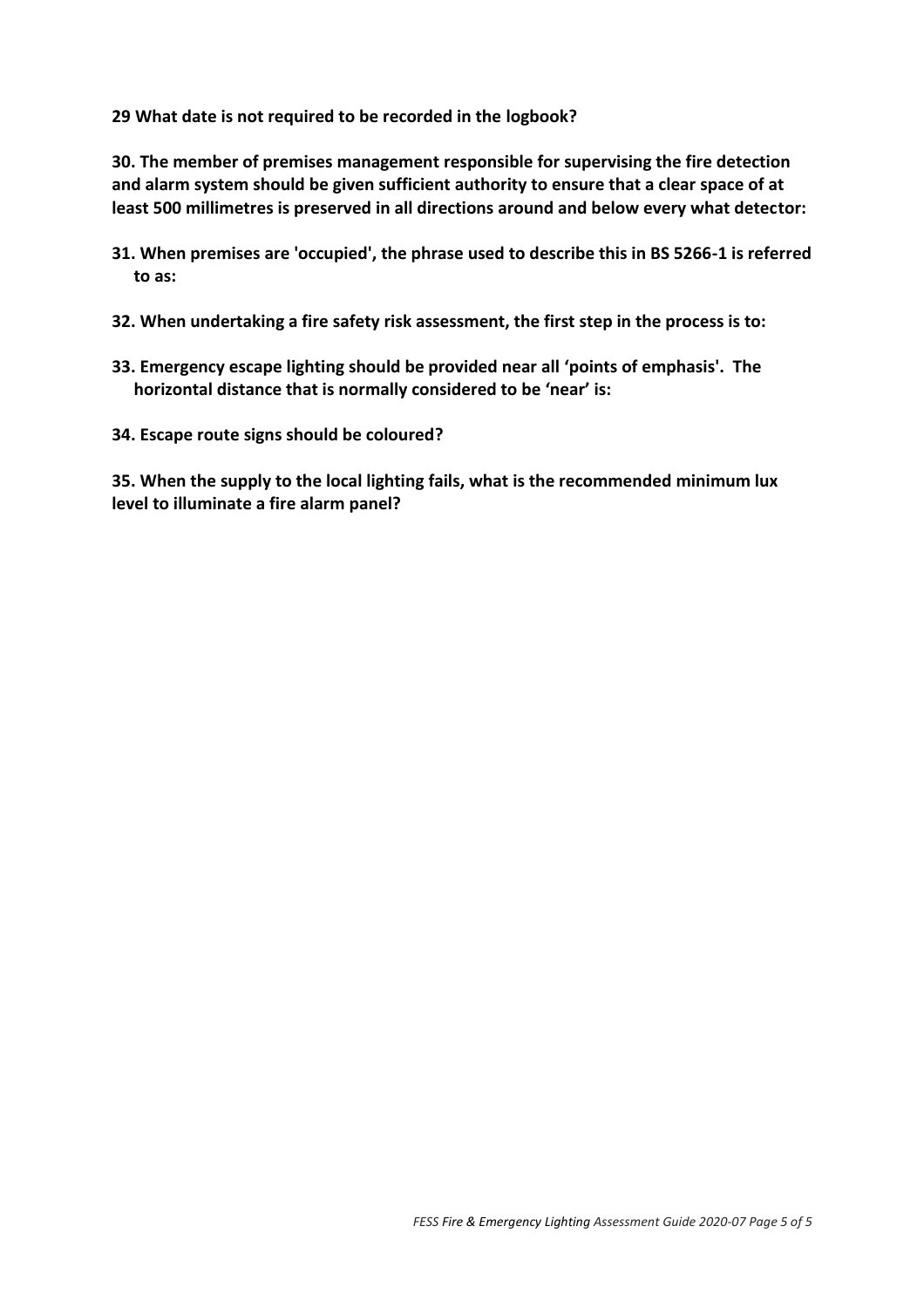**29 What date is not required to be recorded in the logbook?**

**30. The member of premises management responsible for supervising the fire detection and alarm system should be given sufficient authority to ensure that a clear space of at least 500 millimetres is preserved in all directions around and below every what detector:**

**31. When premises are 'occupied', the phrase used to describe this in BS 5266-1 is referred to as:**

**32. When undertaking a fire safety risk assessment, the first step in the process is to:**

**33. Emergency escape lighting should be provided near all 'points of emphasis'. The horizontal distance that is normally considered to be 'near' is:**

**34. Escape route signs should be coloured?**

**35. When the supply to the local lighting fails, what is the recommended minimum lux level to illuminate a fire alarm panel?**